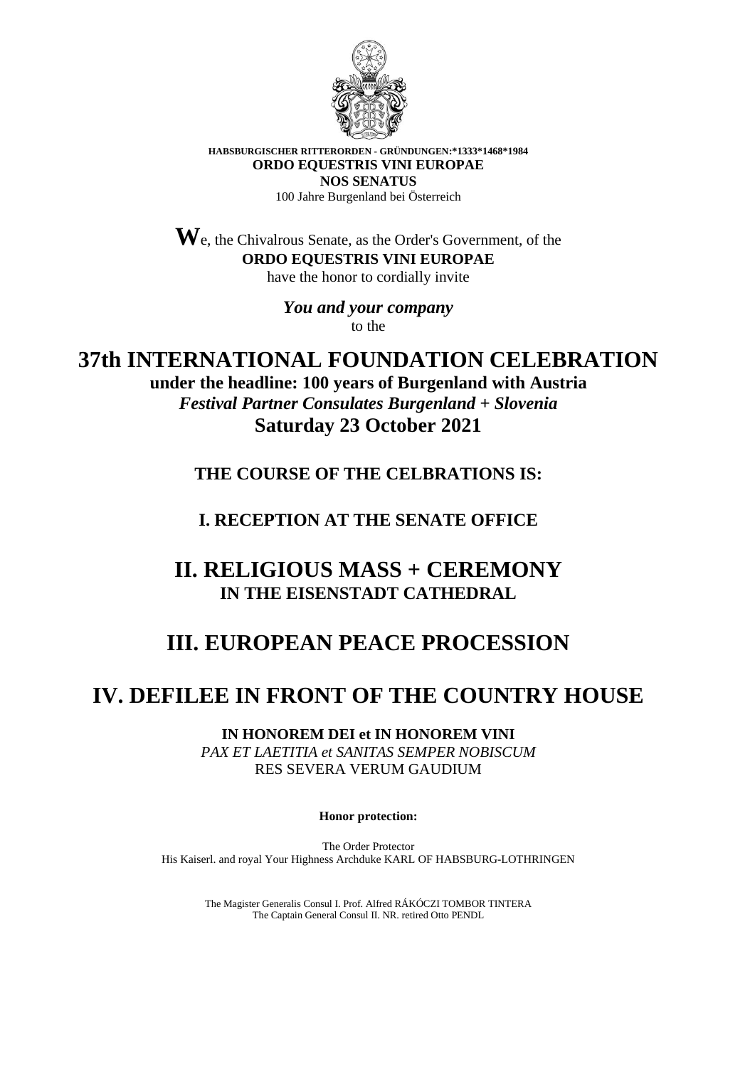**HABSBURGISCHER RITTERORDEN - GRÜNDUNGEN:*1333*1468*1984**
**ORDO EQUESTRIS VINI EUROPAE**
**NOS SENATUS**
100 Jahre Burgenland bei Österreich

**W**e, the Chivalrous Senate, as the Order's Government, of the
**ORDO EQUESTRIS VINI EUROPAE**
have the honor to cordially invite

***You and your company***
to the

# 37th INTERNATIONAL FOUNDATION CELEBRATION

**under the headline: 100 years of Burgenland with Austria**
***Festival Partner Consulates Burgenland + Slovenia***
**Saturday 23 October 2021**

### THE COURSE OF THE CELBRATIONS IS:

### I. RECEPTION AT THE SENATE OFFICE

## II. RELIGIOUS MASS + CEREMONY

### IN THE EISENSTADT CATHEDRAL

## III. EUROPEAN PEACE PROCESSION

## IV. DEFILEE IN FRONT OF THE COUNTRY HOUSE

**IN HONOREM DEI et IN HONOREM VINI**
*PAX ET LAETITIA et SANITAS SEMPER NOBISCUM*
RES SEVERA VERUM GAUDIUM

**Honor protection:**

The Order Protector
His Kaiserl. and royal Your Highness Archduke KARL OF HABSBURG-LOTHRINGEN

The Magister Generalis Consul I. Prof. Alfred RÁKÓCZI TOMBOR TINTERA
The Captain General Consul II. NR. retired Otto PENDL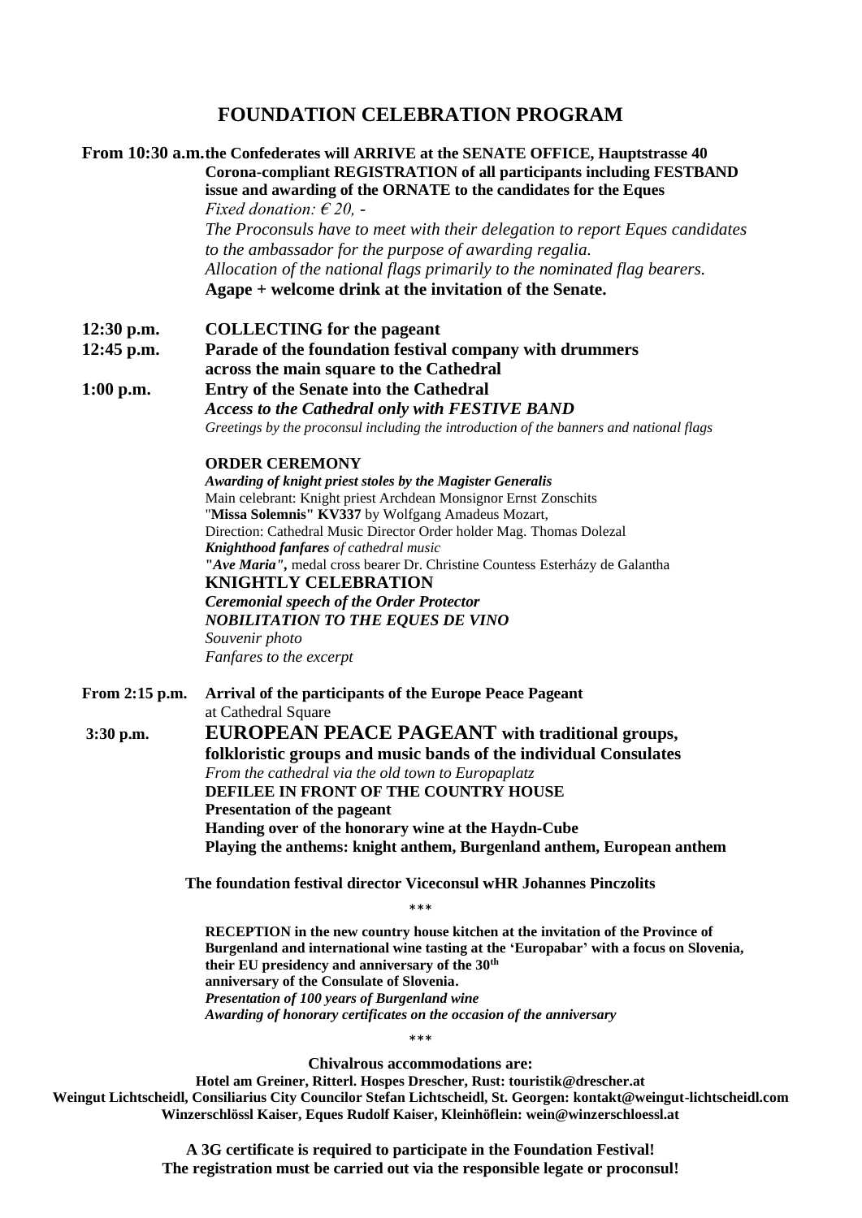# FOUNDATION CELEBRATION PROGRAM

**From 10:30 a.m.** **the Confederates will ARRIVE at the SENATE OFFICE, Hauptstrasse 40**
**Corona-compliant REGISTRATION of all participants including FESTBAND issue and awarding of the ORNATE to the candidates for the Eques**
*Fixed donation: € 20, -*
*The Proconsuls have to meet with their delegation to report Eques candidates to the ambassador for the purpose of awarding regalia.*
*Allocation of the national flags primarily to the nominated flag bearers.*
**Agape + welcome drink at the invitation of the Senate.**

**12:30 p.m.** **COLLECTING for the pageant**

**12:45 p.m.** **Parade of the foundation festival company with drummers across the main square to the Cathedral**

**1:00 p.m.** **Entry of the Senate into the Cathedral**
***Access to the Cathedral only with FESTIVE BAND***
*Greetings by the proconsul including the introduction of the banners and national flags*

**ORDER CEREMONY**
***Awarding of knight priest stoles by the Magister Generalis***
Main celebrant: Knight priest Archdean Monsignor Ernst Zonschits
"**Missa Solemnis" KV337** by Wolfgang Amadeus Mozart,
Direction: Cathedral Music Director Order holder Mag. Thomas Dolezal
***Knighthood fanfares*** *of cathedral music*
**"*Ave Maria*",** medal cross bearer Dr. Christine Countess Esterházy de Galantha
**KNIGHTLY CELEBRATION**
***Ceremonial speech of the Order Protector***
***NOBILITATION TO THE EQUES DE VINO***
*Souvenir photo*
*Fanfares to the excerpt*

**From 2:15 p.m.** **Arrival of the participants of the Europe Peace Pageant** at Cathedral Square

**3:30 p.m.** **EUROPEAN PEACE PAGEANT with traditional groups, folkloristic groups and music bands of the individual Consulates**
*From the cathedral via the old town to Europaplatz*
**DEFILEE IN FRONT OF THE COUNTRY HOUSE**
**Presentation of the pageant**
**Handing over of the honorary wine at the Haydn-Cube**
**Playing the anthems: knight anthem, Burgenland anthem, European anthem**

**The foundation festival director Viceconsul wHR Johannes Pinczolits**

\*\*\*

**RECEPTION in the new country house kitchen at the invitation of the Province of Burgenland and international wine tasting at the 'Europabar' with a focus on Slovenia, their EU presidency and anniversary of the 30th anniversary of the Consulate of Slovenia.**
***Presentation of 100 years of Burgenland wine***
***Awarding of honorary certificates on the occasion of the anniversary***

\*\*\*

**Chivalrous accommodations are:**
**Hotel am Greiner, Ritterl. Hospes Drescher, Rust: touristik@drescher.at**
**Weingut Lichtscheidl, Consiliarius City Councilor Stefan Lichtscheidl, St. Georgen: kontakt@weingut-lichtscheidl.com**
**Winzerschlössl Kaiser, Eques Rudolf Kaiser, Kleinhöflein: wein@winzerschloessl.at**

**A 3G certificate is required to participate in the Foundation Festival!**
**The registration must be carried out via the responsible legate or proconsul!**